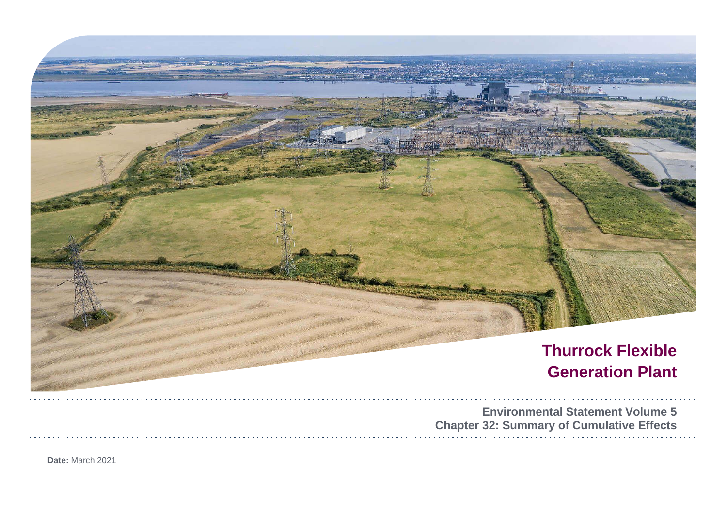# Thurrock Flexible Generation Plant

**Environmental Statement Volume 5**
**Chapter 32: Summary of Cumulative Effects**

**Date:** March 2021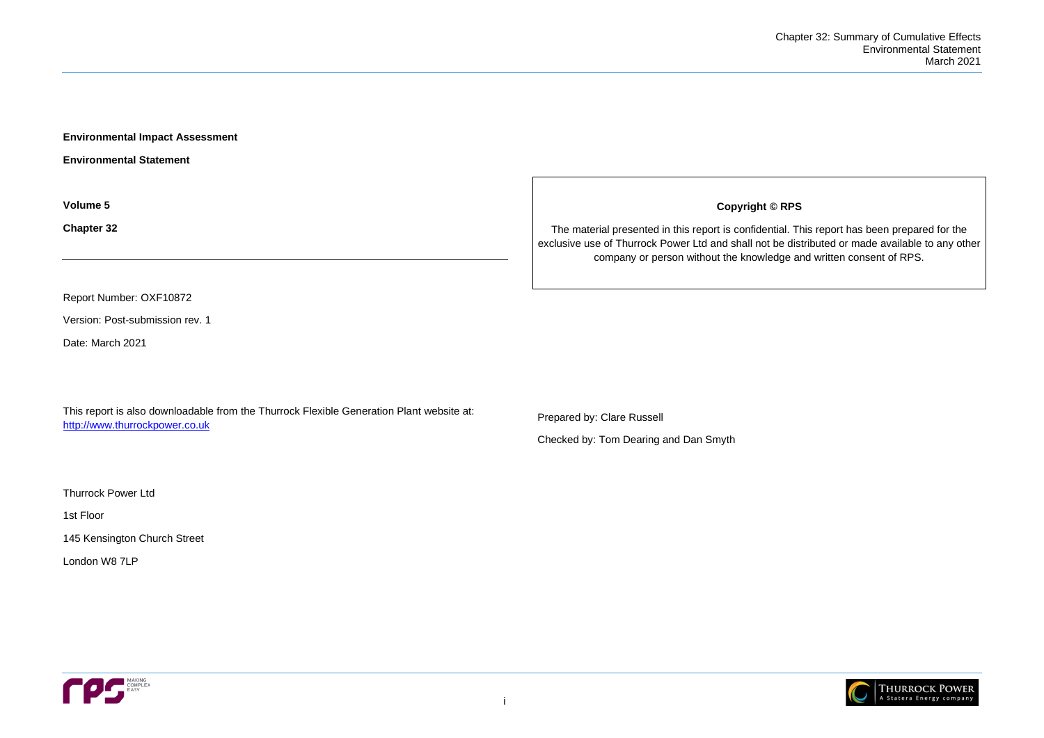**Environmental Impact Assessment**

**Environmental Statement**

**Volume 5**

**Chapter 32**

---

Report Number: OXF10872

Version: Post-submission rev. 1

Date: March 2021

This report is also downloadable from the Thurrock Flexible Generation Plant website at: http://www.thurrockpower.co.uk

Thurrock Power Ltd

1st Floor

145 Kensington Church Street

London W8 7LP

**Copyright © RPS**

The material presented in this report is confidential. This report has been prepared for the exclusive use of Thurrock Power Ltd and shall not be distributed or made available to any other company or person without the knowledge and written consent of RPS.

Prepared by: Clare Russell

Checked by: Tom Dearing and Dan Smyth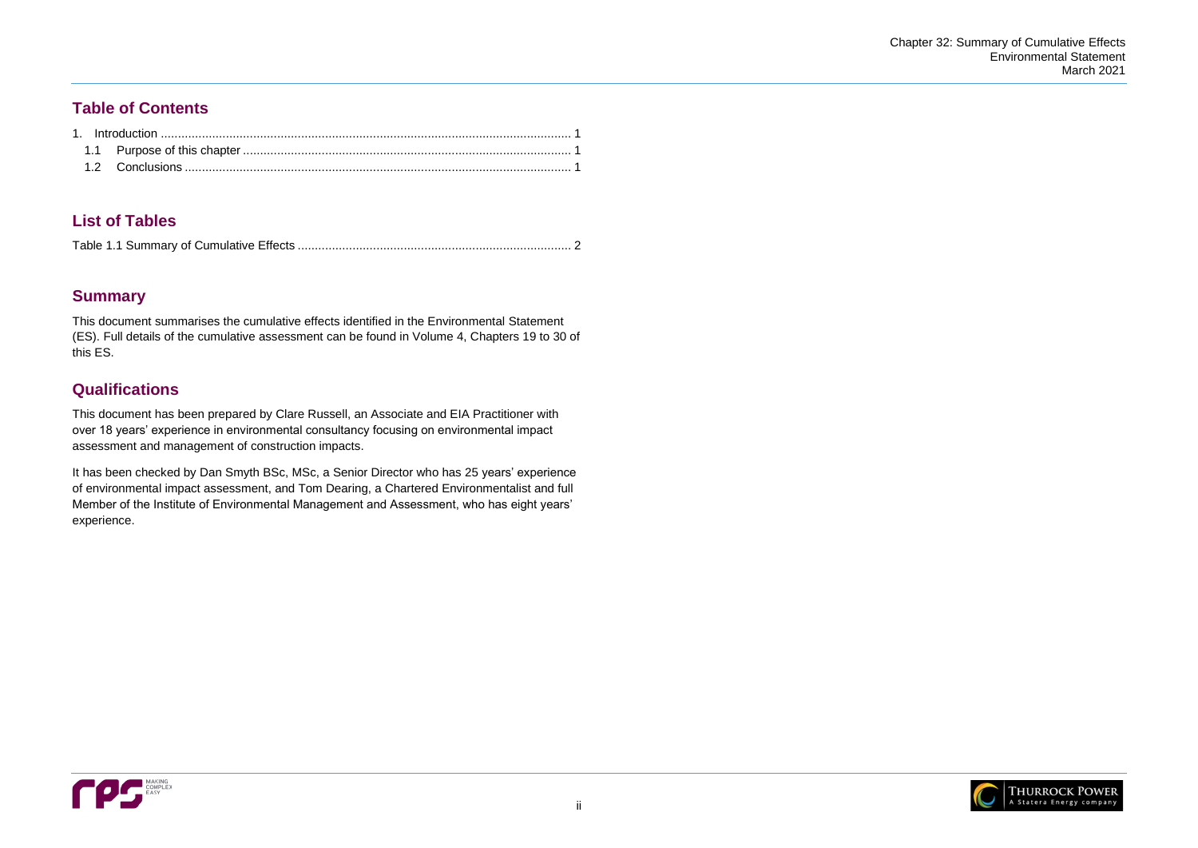## Table of Contents

1. Introduction ........................................................................................................................ 1
   1.1 Purpose of this chapter ................................................................................................ 1
   1.2 Conclusions ................................................................................................................. 1

## List of Tables

Table 1.1 Summary of Cumulative Effects ................................................................................ 2

## Summary

This document summarises the cumulative effects identified in the Environmental Statement (ES). Full details of the cumulative assessment can be found in Volume 4, Chapters 19 to 30 of this ES.

## Qualifications

This document has been prepared by Clare Russell, an Associate and EIA Practitioner with over 18 years' experience in environmental consultancy focusing on environmental impact assessment and management of construction impacts.

It has been checked by Dan Smyth BSc, MSc, a Senior Director who has 25 years' experience of environmental impact assessment, and Tom Dearing, a Chartered Environmentalist and full Member of the Institute of Environmental Management and Assessment, who has eight years' experience.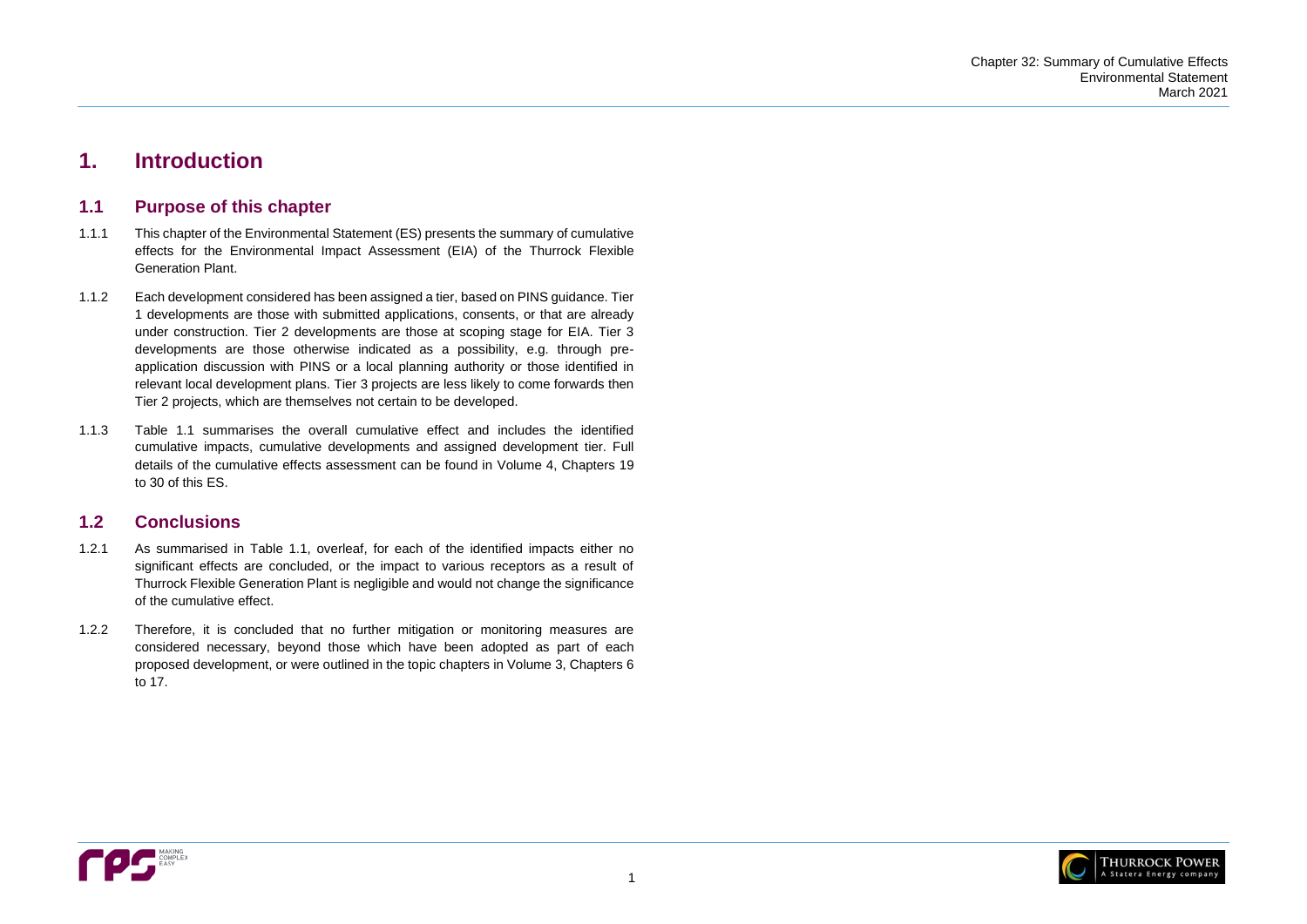# 1. Introduction

## 1.1 Purpose of this chapter

1.1.1 This chapter of the Environmental Statement (ES) presents the summary of cumulative effects for the Environmental Impact Assessment (EIA) of the Thurrock Flexible Generation Plant.

1.1.2 Each development considered has been assigned a tier, based on PINS guidance. Tier 1 developments are those with submitted applications, consents, or that are already under construction. Tier 2 developments are those at scoping stage for EIA. Tier 3 developments are those otherwise indicated as a possibility, e.g. through pre-application discussion with PINS or a local planning authority or those identified in relevant local development plans. Tier 3 projects are less likely to come forwards then Tier 2 projects, which are themselves not certain to be developed.

1.1.3 Table 1.1 summarises the overall cumulative effect and includes the identified cumulative impacts, cumulative developments and assigned development tier. Full details of the cumulative effects assessment can be found in Volume 4, Chapters 19 to 30 of this ES.

## 1.2 Conclusions

1.2.1 As summarised in Table 1.1, overleaf, for each of the identified impacts either no significant effects are concluded, or the impact to various receptors as a result of Thurrock Flexible Generation Plant is negligible and would not change the significance of the cumulative effect.

1.2.2 Therefore, it is concluded that no further mitigation or monitoring measures are considered necessary, beyond those which have been adopted as part of each proposed development, or were outlined in the topic chapters in Volume 3, Chapters 6 to 17.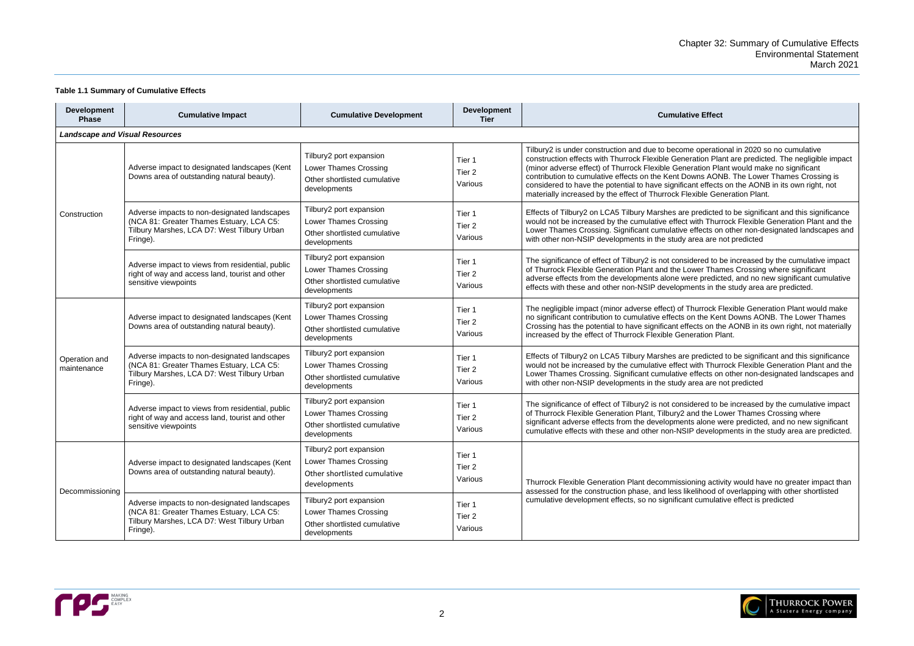**Table 1.1 Summary of Cumulative Effects**

| Development Phase | Cumulative Impact | Cumulative Development | Development Tier | Cumulative Effect |
|---|---|---|---|---|
| ***Landscape and Visual Resources*** | | | | |
| Construction | Adverse impact to designated landscapes (Kent Downs area of outstanding natural beauty). | Tilbury2 port expansion<br>Lower Thames Crossing<br>Other shortlisted cumulative developments | Tier 1<br>Tier 2<br>Various | Tilbury2 is under construction and due to become operational in 2020 so no cumulative construction effects with Thurrock Flexible Generation Plant are predicted. The negligible impact (minor adverse effect) of Thurrock Flexible Generation Plant would make no significant contribution to cumulative effects on the Kent Downs AONB. The Lower Thames Crossing is considered to have the potential to have significant effects on the AONB in its own right, not materially increased by the effect of Thurrock Flexible Generation Plant. |
| | Adverse impacts to non-designated landscapes (NCA 81: Greater Thames Estuary, LCA C5: Tilbury Marshes, LCA D7: West Tilbury Urban Fringe). | Tilbury2 port expansion<br>Lower Thames Crossing<br>Other shortlisted cumulative developments | Tier 1<br>Tier 2<br>Various | Effects of Tilbury2 on LCA5 Tilbury Marshes are predicted to be significant and this significance would not be increased by the cumulative effect with Thurrock Flexible Generation Plant and the Lower Thames Crossing. Significant cumulative effects on other non-designated landscapes and with other non-NSIP developments in the study area are not predicted |
| | Adverse impact to views from residential, public right of way and access land, tourist and other sensitive viewpoints | Tilbury2 port expansion<br>Lower Thames Crossing<br>Other shortlisted cumulative developments | Tier 1<br>Tier 2<br>Various | The significance of effect of Tilbury2 is not considered to be increased by the cumulative impact of Thurrock Flexible Generation Plant and the Lower Thames Crossing where significant adverse effects from the developments alone were predicted, and no new significant cumulative effects with these and other non-NSIP developments in the study area are predicted. |
| Operation and maintenance | Adverse impact to designated landscapes (Kent Downs area of outstanding natural beauty). | Tilbury2 port expansion<br>Lower Thames Crossing<br>Other shortlisted cumulative developments | Tier 1<br>Tier 2<br>Various | The negligible impact (minor adverse effect) of Thurrock Flexible Generation Plant would make no significant contribution to cumulative effects on the Kent Downs AONB. The Lower Thames Crossing has the potential to have significant effects on the AONB in its own right, not materially increased by the effect of Thurrock Flexible Generation Plant. |
| | Adverse impacts to non-designated landscapes (NCA 81: Greater Thames Estuary, LCA C5: Tilbury Marshes, LCA D7: West Tilbury Urban Fringe). | Tilbury2 port expansion<br>Lower Thames Crossing<br>Other shortlisted cumulative developments | Tier 1<br>Tier 2<br>Various | Effects of Tilbury2 on LCA5 Tilbury Marshes are predicted to be significant and this significance would not be increased by the cumulative effect with Thurrock Flexible Generation Plant and the Lower Thames Crossing. Significant cumulative effects on other non-designated landscapes and with other non-NSIP developments in the study area are not predicted |
| | Adverse impact to views from residential, public right of way and access land, tourist and other sensitive viewpoints | Tilbury2 port expansion<br>Lower Thames Crossing<br>Other shortlisted cumulative developments | Tier 1<br>Tier 2<br>Various | The significance of effect of Tilbury2 is not considered to be increased by the cumulative impact of Thurrock Flexible Generation Plant, Tilbury2 and the Lower Thames Crossing where significant adverse effects from the developments alone were predicted, and no new significant cumulative effects with these and other non-NSIP developments in the study area are predicted. |
| Decommissioning | Adverse impact to designated landscapes (Kent Downs area of outstanding natural beauty). | Tilbury2 port expansion<br>Lower Thames Crossing<br>Other shortlisted cumulative developments | Tier 1<br>Tier 2<br>Various | Thurrock Flexible Generation Plant decommissioning activity would have no greater impact than assessed for the construction phase, and less likelihood of overlapping with other shortlisted cumulative development effects, so no significant cumulative effect is predicted |
| | Adverse impacts to non-designated landscapes (NCA 81: Greater Thames Estuary, LCA C5: Tilbury Marshes, LCA D7: West Tilbury Urban Fringe). | Tilbury2 port expansion<br>Lower Thames Crossing<br>Other shortlisted cumulative developments | Tier 1<br>Tier 2<br>Various | |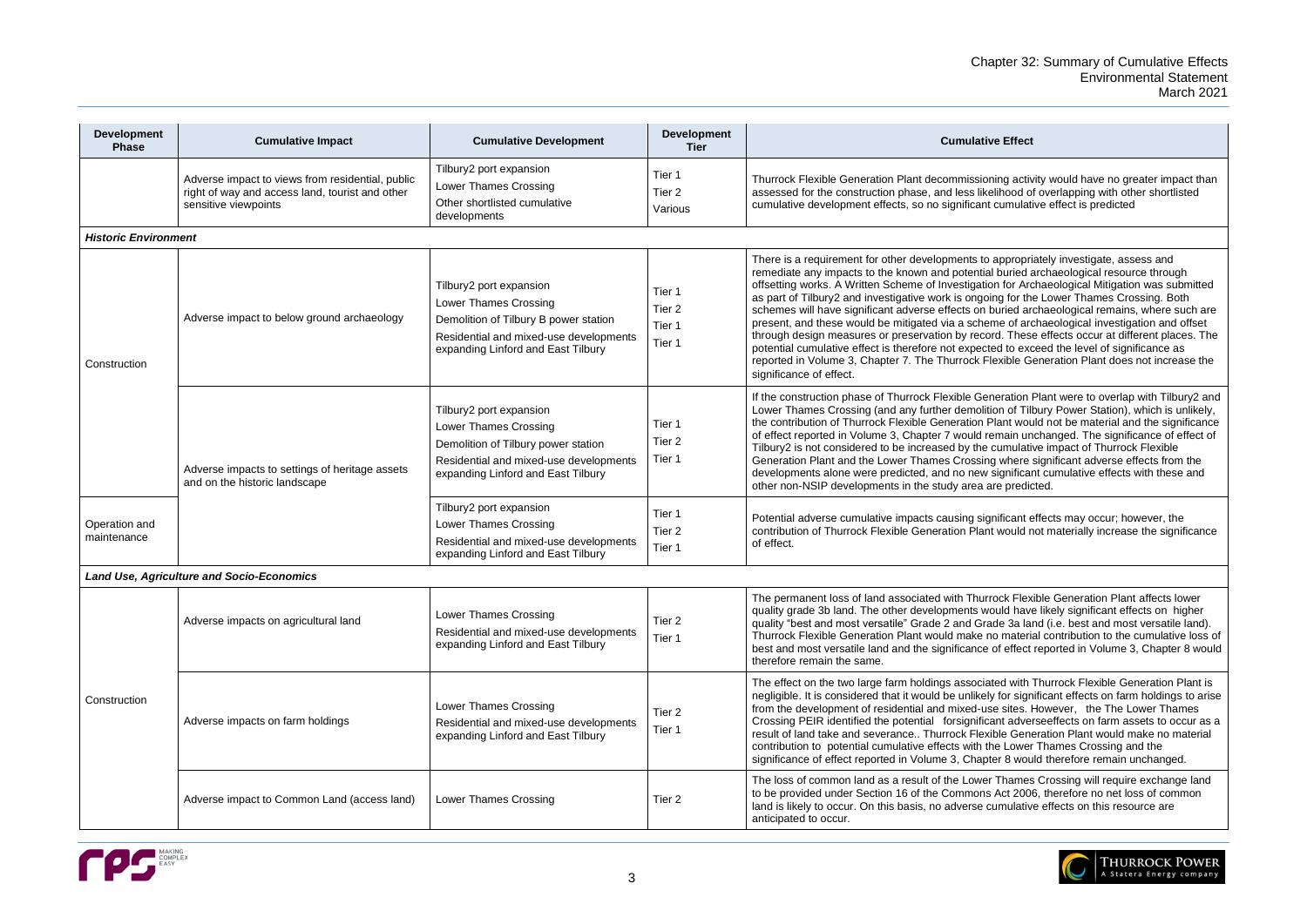| Development Phase | Cumulative Impact | Cumulative Development | Development Tier | Cumulative Effect |
|---|---|---|---|---|
| | Adverse impact to views from residential, public right of way and access land, tourist and other sensitive viewpoints | Tilbury2 port expansion<br>Lower Thames Crossing<br>Other shortlisted cumulative developments | Tier 1<br>Tier 2<br>Various | Thurrock Flexible Generation Plant decommissioning activity would have no greater impact than assessed for the construction phase, and less likelihood of overlapping with other shortlisted cumulative development effects, so no significant cumulative effect is predicted |
| ***Historic Environment*** | | | | |
| Construction | Adverse impact to below ground archaeology | Tilbury2 port expansion<br>Lower Thames Crossing<br>Demolition of Tilbury B power station<br>Residential and mixed-use developments expanding Linford and East Tilbury | Tier 1<br>Tier 2<br>Tier 1<br>Tier 1 | There is a requirement for other developments to appropriately investigate, assess and remediate any impacts to the known and potential buried archaeological resource through offsetting works. A Written Scheme of Investigation for Archaeological Mitigation was submitted as part of Tilbury2 and investigative work is ongoing for the Lower Thames Crossing. Both schemes will have significant adverse effects on buried archaeological remains, where such are present, and these would be mitigated via a scheme of archaeological investigation and offset through design measures or preservation by record. These effects occur at different places. The potential cumulative effect is therefore not expected to exceed the level of significance as reported in Volume 3, Chapter 7. The Thurrock Flexible Generation Plant does not increase the significance of effect. |
| | Adverse impacts to settings of heritage assets and on the historic landscape | Tilbury2 port expansion<br>Lower Thames Crossing<br>Demolition of Tilbury power station<br>Residential and mixed-use developments expanding Linford and East Tilbury | Tier 1<br>Tier 2<br>Tier 1 | If the construction phase of Thurrock Flexible Generation Plant were to overlap with Tilbury2 and Lower Thames Crossing (and any further demolition of Tilbury Power Station), which is unlikely, the contribution of Thurrock Flexible Generation Plant would not be material and the significance of effect reported in Volume 3, Chapter 7 would remain unchanged. The significance of effect of Tilbury2 is not considered to be increased by the cumulative impact of Thurrock Flexible Generation Plant and the Lower Thames Crossing where significant adverse effects from the developments alone were predicted, and no new significant cumulative effects with these and other non-NSIP developments in the study area are predicted. |
| Operation and maintenance | | Tilbury2 port expansion<br>Lower Thames Crossing<br>Residential and mixed-use developments expanding Linford and East Tilbury | Tier 1<br>Tier 2<br>Tier 1 | Potential adverse cumulative impacts causing significant effects may occur; however, the contribution of Thurrock Flexible Generation Plant would not materially increase the significance of effect. |
| ***Land Use, Agriculture and Socio-Economics*** | | | | |
| Construction | Adverse impacts on agricultural land | Lower Thames Crossing<br>Residential and mixed-use developments expanding Linford and East Tilbury | Tier 2<br>Tier 1 | The permanent loss of land associated with Thurrock Flexible Generation Plant affects lower quality grade 3b land. The other developments would have likely significant effects on higher quality "best and most versatile" Grade 2 and Grade 3a land (i.e. best and most versatile land). Thurrock Flexible Generation Plant would make no material contribution to the cumulative loss of best and most versatile land and the significance of effect reported in Volume 3, Chapter 8 would therefore remain the same. |
| | Adverse impacts on farm holdings | Lower Thames Crossing<br>Residential and mixed-use developments expanding Linford and East Tilbury | Tier 2<br>Tier 1 | The effect on the two large farm holdings associated with Thurrock Flexible Generation Plant is negligible. It is considered that it would be unlikely for significant effects on farm holdings to arise from the development of residential and mixed-use sites. However, the The Lower Thames Crossing PEIR identified the potential forsignificant adverseeffects on farm assets to occur as a result of land take and severance.. Thurrock Flexible Generation Plant would make no material contribution to potential cumulative effects with the Lower Thames Crossing and the significance of effect reported in Volume 3, Chapter 8 would therefore remain unchanged. |
| | Adverse impact to Common Land (access land) | Lower Thames Crossing | Tier 2 | The loss of common land as a result of the Lower Thames Crossing will require exchange land to be provided under Section 16 of the Commons Act 2006, therefore no net loss of common land is likely to occur. On this basis, no adverse cumulative effects on this resource are anticipated to occur. |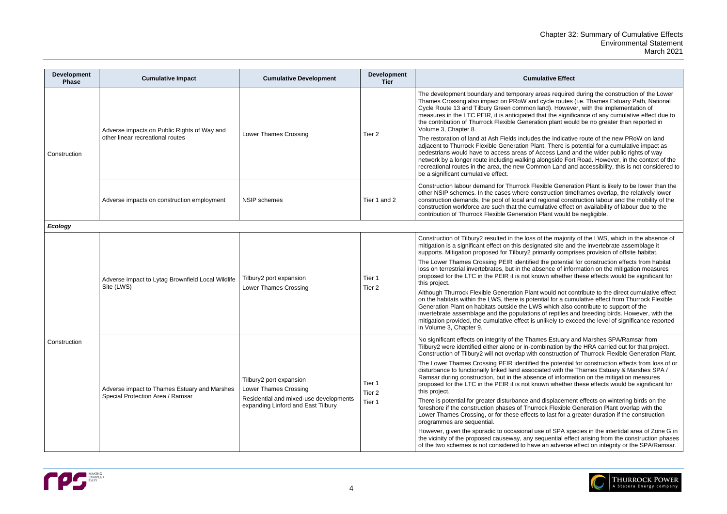| Development Phase | Cumulative Impact | Cumulative Development | Development Tier | Cumulative Effect |
|---|---|---|---|---|
| Construction | Adverse impacts on Public Rights of Way and other linear recreational routes | Lower Thames Crossing | Tier 2 | The development boundary and temporary areas required during the construction of the Lower Thames Crossing also impact on PRoW and cycle routes (i.e. Thames Estuary Path, National Cycle Route 13 and Tilbury Green common land). However, with the implementation of measures in the LTC PEIR, it is anticipated that the significance of any cumulative effect due to the contribution of Thurrock Flexible Generation plant would be no greater than reported in Volume 3, Chapter 8.<br><br>The restoration of land at Ash Fields includes the indicative route of the new PRoW on land adjacent to Thurrock Flexible Generation Plant. There is potential for a cumulative impact as pedestrians would have to access areas of Access Land and the wider public rights of way network by a longer route including walking alongside Fort Road. However, in the context of the recreational routes in the area, the new Common Land and accessibility, this is not considered to be a significant cumulative effect. |
| | Adverse impacts on construction employment | NSIP schemes | Tier 1 and 2 | Construction labour demand for Thurrock Flexible Generation Plant is likely to be lower than the other NSIP schemes. In the cases where construction timeframes overlap, the relatively lower construction demands, the pool of local and regional construction labour and the mobility of the construction workforce are such that the cumulative effect on availability of labour due to the contribution of Thurrock Flexible Generation Plant would be negligible. |
| ***Ecology*** | | | | |
| Construction | Adverse impact to Lytag Brownfield Local Wildlife Site (LWS) | Tilbury2 port expansion<br>Lower Thames Crossing | Tier 1<br>Tier 2 | Construction of Tilbury2 resulted in the loss of the majority of the LWS, which in the absence of mitigation is a significant effect on this designated site and the invertebrate assemblage it supports. Mitigation proposed for Tilbury2 primarily comprises provision of offsite habitat.<br><br>The Lower Thames Crossing PEIR identified the potential for construction effects from habitat loss on terrestrial invertebrates, but in the absence of information on the mitigation measures proposed for the LTC in the PEIR it is not known whether these effects would be significant for this project.<br><br>Although Thurrock Flexible Generation Plant would not contribute to the direct cumulative effect on the habitats within the LWS, there is potential for a cumulative effect from Thurrock Flexible Generation Plant on habitats outside the LWS which also contribute to support of the invertebrate assemblage and the populations of reptiles and breeding birds. However, with the mitigation provided, the cumulative effect is unlikely to exceed the level of significance reported in Volume 3, Chapter 9. |
| | Adverse impact to Thames Estuary and Marshes Special Protection Area / Ramsar | Tilbury2 port expansion<br>Lower Thames Crossing<br>Residential and mixed-use developments expanding Linford and East Tilbury | Tier 1<br>Tier 2<br>Tier 1 | No significant effects on integrity of the Thames Estuary and Marshes SPA/Ramsar from Tilbury2 were identified either alone or in-combination by the HRA carried out for that project. Construction of Tilbury2 will not overlap with construction of Thurrock Flexible Generation Plant.<br><br>The Lower Thames Crossing PEIR identified the potential for construction effects from loss of or disturbance to functionally linked land associated with the Thames Estuary & Marshes SPA / Ramsar during construction, but in the absence of information on the mitigation measures proposed for the LTC in the PEIR it is not known whether these effects would be significant for this project.<br><br>There is potential for greater disturbance and displacement effects on wintering birds on the foreshore if the construction phases of Thurrock Flexible Generation Plant overlap with the Lower Thames Crossing, or for these effects to last for a greater duration if the construction programmes are sequential.<br><br>However, given the sporadic to occasional use of SPA species in the intertidal area of Zone G in the vicinity of the proposed causeway, any sequential effect arising from the construction phases of the two schemes is not considered to have an adverse effect on integrity or the SPA/Ramsar. |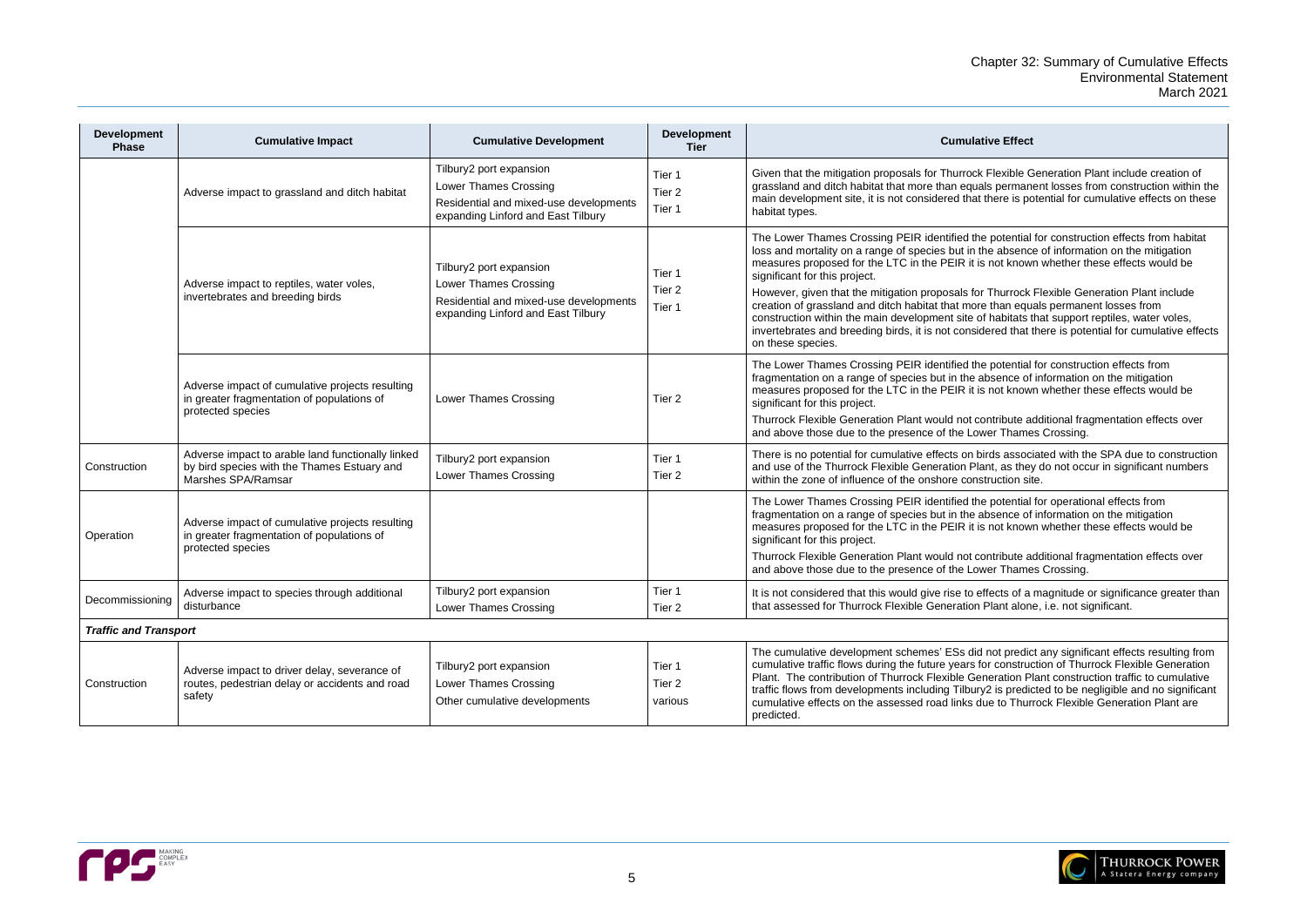| Development Phase | Cumulative Impact | Cumulative Development | Development Tier | Cumulative Effect |
|---|---|---|---|---|
| | Adverse impact to grassland and ditch habitat | Tilbury2 port expansion<br>Lower Thames Crossing<br>Residential and mixed-use developments expanding Linford and East Tilbury | Tier 1<br>Tier 2<br>Tier 1 | Given that the mitigation proposals for Thurrock Flexible Generation Plant include creation of grassland and ditch habitat that more than equals permanent losses from construction within the main development site, it is not considered that there is potential for cumulative effects on these habitat types. |
| | Adverse impact to reptiles, water voles, invertebrates and breeding birds | Tilbury2 port expansion<br>Lower Thames Crossing<br>Residential and mixed-use developments expanding Linford and East Tilbury | Tier 1<br>Tier 2<br>Tier 1 | The Lower Thames Crossing PEIR identified the potential for construction effects from habitat loss and mortality on a range of species but in the absence of information on the mitigation measures proposed for the LTC in the PEIR it is not known whether these effects would be significant for this project.<br>However, given that the mitigation proposals for Thurrock Flexible Generation Plant include creation of grassland and ditch habitat that more than equals permanent losses from construction within the main development site of habitats that support reptiles, water voles, invertebrates and breeding birds, it is not considered that there is potential for cumulative effects on these species. |
| | Adverse impact of cumulative projects resulting in greater fragmentation of populations of protected species | Lower Thames Crossing | Tier 2 | The Lower Thames Crossing PEIR identified the potential for construction effects from fragmentation on a range of species but in the absence of information on the mitigation measures proposed for the LTC in the PEIR it is not known whether these effects would be significant for this project.<br>Thurrock Flexible Generation Plant would not contribute additional fragmentation effects over and above those due to the presence of the Lower Thames Crossing. |
| Construction | Adverse impact to arable land functionally linked by bird species with the Thames Estuary and Marshes SPA/Ramsar | Tilbury2 port expansion<br>Lower Thames Crossing | Tier 1<br>Tier 2 | There is no potential for cumulative effects on birds associated with the SPA due to construction and use of the Thurrock Flexible Generation Plant, as they do not occur in significant numbers within the zone of influence of the onshore construction site. |
| Operation | Adverse impact of cumulative projects resulting in greater fragmentation of populations of protected species | | | The Lower Thames Crossing PEIR identified the potential for operational effects from fragmentation on a range of species but in the absence of information on the mitigation measures proposed for the LTC in the PEIR it is not known whether these effects would be significant for this project.<br>Thurrock Flexible Generation Plant would not contribute additional fragmentation effects over and above those due to the presence of the Lower Thames Crossing. |
| Decommissioning | Adverse impact to species through additional disturbance | Tilbury2 port expansion<br>Lower Thames Crossing | Tier 1<br>Tier 2 | It is not considered that this would give rise to effects of a magnitude or significance greater than that assessed for Thurrock Flexible Generation Plant alone, i.e. not significant. |
| ***Traffic and Transport*** | | | | |
| Construction | Adverse impact to driver delay, severance of routes, pedestrian delay or accidents and road safety | Tilbury2 port expansion<br>Lower Thames Crossing<br>Other cumulative developments | Tier 1<br>Tier 2<br>various | The cumulative development schemes' ESs did not predict any significant effects resulting from cumulative traffic flows during the future years for construction of Thurrock Flexible Generation Plant. The contribution of Thurrock Flexible Generation Plant construction traffic to cumulative traffic flows from developments including Tilbury2 is predicted to be negligible and no significant cumulative effects on the assessed road links due to Thurrock Flexible Generation Plant are predicted. |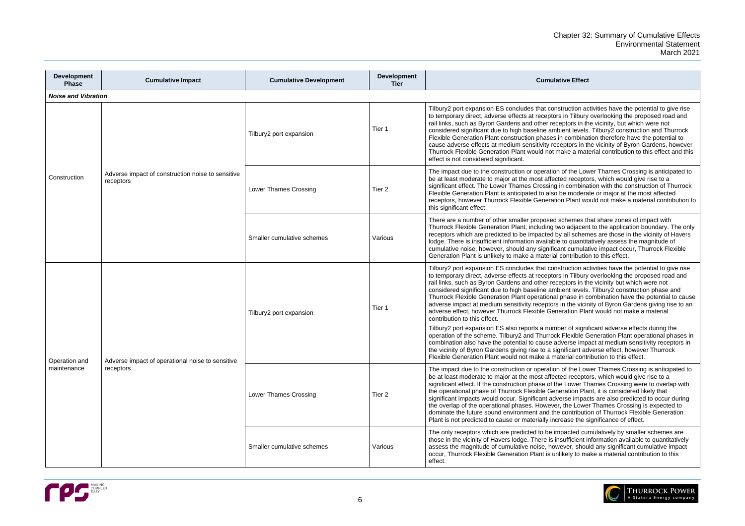| Development Phase | Cumulative Impact | Cumulative Development | Development Tier | Cumulative Effect |
|---|---|---|---|---|
| ***Noise and Vibration*** | | | | |
| Construction | Adverse impact of construction noise to sensitive receptors | Tilbury2 port expansion | Tier 1 | Tilbury2 port expansion ES concludes that construction activities have the potential to give rise to temporary direct, adverse effects at receptors in Tilbury overlooking the proposed road and rail links, such as Byron Gardens and other receptors in the vicinity, but which were not considered significant due to high baseline ambient levels. Tilbury2 construction and Thurrock Flexible Generation Plant construction phases in combination therefore have the potential to cause adverse effects at medium sensitivity receptors in the vicinity of Byron Gardens, however Thurrock Flexible Generation Plant would not make a material contribution to this effect and this effect is not considered significant. |
| | | Lower Thames Crossing | Tier 2 | The impact due to the construction or operation of the Lower Thames Crossing is anticipated to be at least moderate to major at the most affected receptors, which would give rise to a significant effect. The Lower Thames Crossing in combination with the construction of Thurrock Flexible Generation Plant is anticipated to also be moderate or major at the most affected receptors, however Thurrock Flexible Generation Plant would not make a material contribution to this significant effect. |
| | | Smaller cumulative schemes | Various | There are a number of other smaller proposed schemes that share zones of impact with Thurrock Flexible Generation Plant, including two adjacent to the application boundary. The only receptors which are predicted to be impacted by all schemes are those in the vicinity of Havers lodge. There is insufficient information available to quantitatively assess the magnitude of cumulative noise, however, should any significant cumulative impact occur, Thurrock Flexible Generation Plant is unlikely to make a material contribution to this effect. |
| Operation and maintenance | Adverse impact of operational noise to sensitive receptors | Tilbury2 port expansion | Tier 1 | Tilbury2 port expansion ES concludes that construction activities have the potential to give rise to temporary direct, adverse effects at receptors in Tilbury overlooking the proposed road and rail links, such as Byron Gardens and other receptors in the vicinity but which were not considered significant due to high baseline ambient levels. Tilbury2 construction phase and Thurrock Flexible Generation Plant operational phase in combination have the potential to cause adverse impact at medium sensitivity receptors in the vicinity of Byron Gardens giving rise to an adverse effect, however Thurrock Flexible Generation Plant would not make a material contribution to this effect.<br><br>Tilbury2 port expansion ES also reports a number of significant adverse effects during the operation of the scheme. Tilbury2 and Thurrock Flexible Generation Plant operational phases in combination also have the potential to cause adverse impact at medium sensitivity receptors in the vicinity of Byron Gardens giving rise to a significant adverse effect, however Thurrock Flexible Generation Plant would not make a material contribution to this effect. |
| | | Lower Thames Crossing | Tier 2 | The impact due to the construction or operation of the Lower Thames Crossing is anticipated to be at least moderate to major at the most affected receptors, which would give rise to a significant effect. If the construction phase of the Lower Thames Crossing were to overlap with the operational phase of Thurrock Flexible Generation Plant, it is considered likely that significant impacts would occur. Significant adverse impacts are also predicted to occur during the overlap of the operational phases. However, the Lower Thames Crossing is expected to dominate the future sound environment and the contribution of Thurrock Flexible Generation Plant is not predicted to cause or materially increase the significance of effect. |
| | | Smaller cumulative schemes | Various | The only receptors which are predicted to be impacted cumulatively by smaller schemes are those in the vicinity of Havers lodge. There is insufficient information available to quantitatively assess the magnitude of cumulative noise, however, should any significant cumulative impact occur, Thurrock Flexible Generation Plant is unlikely to make a material contribution to this effect. |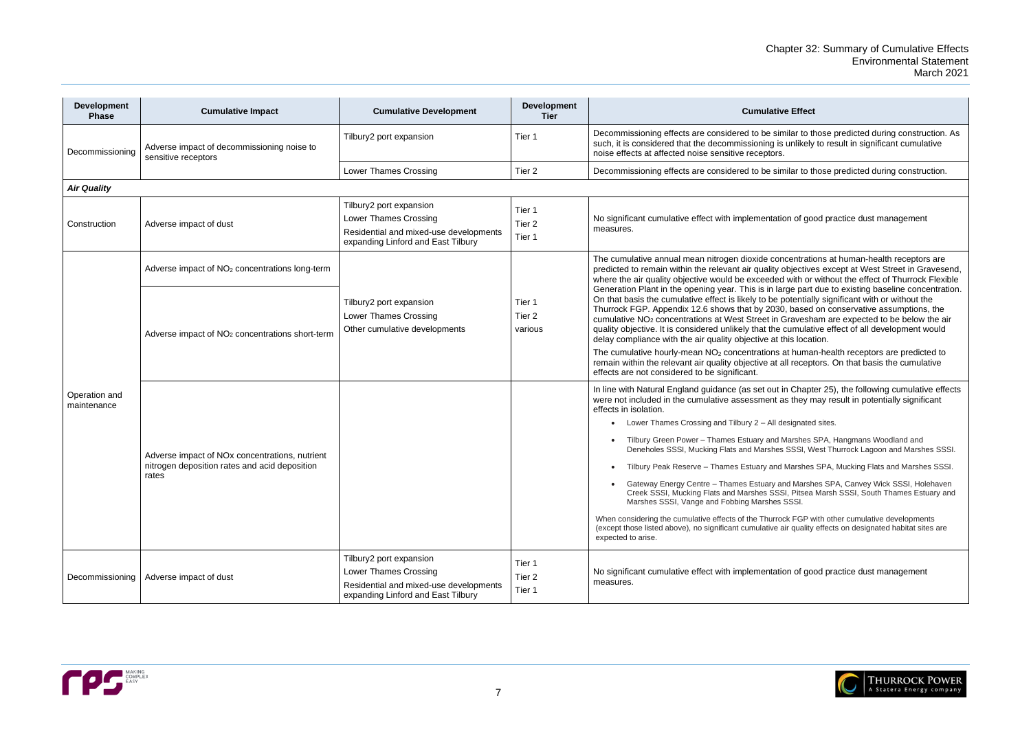| Development Phase | Cumulative Impact | Cumulative Development | Development Tier | Cumulative Effect |
|---|---|---|---|---|
| Decommissioning | Adverse impact of decommissioning noise to sensitive receptors | Tilbury2 port expansion | Tier 1 | Decommissioning effects are considered to be similar to those predicted during construction. As such, it is considered that the decommissioning is unlikely to result in significant cumulative noise effects at affected noise sensitive receptors. |
| | | Lower Thames Crossing | Tier 2 | Decommissioning effects are considered to be similar to those predicted during construction. |
| ***Air Quality*** | | | | |
| Construction | Adverse impact of dust | Tilbury2 port expansion<br>Lower Thames Crossing<br>Residential and mixed-use developments expanding Linford and East Tilbury | Tier 1<br>Tier 2<br>Tier 1 | No significant cumulative effect with implementation of good practice dust management measures. |
| Operation and maintenance | Adverse impact of $NO_2$ concentrations long-term<br><br>Adverse impact of $NO_2$ concentrations short-term | Tilbury2 port expansion<br>Lower Thames Crossing<br>Other cumulative developments | Tier 1<br>Tier 2<br>various | The cumulative annual mean nitrogen dioxide concentrations at human-health receptors are predicted to remain within the relevant air quality objectives except at West Street in Gravesend, where the air quality objective would be exceeded with or without the effect of Thurrock Flexible Generation Plant in the opening year. This is in large part due to existing baseline concentration. On that basis the cumulative effect is likely to be potentially significant with or without the Thurrock FGP. Appendix 12.6 shows that by 2030, based on conservative assumptions, the cumulative $NO_2$ concentrations at West Street in Gravesham are expected to be below the air quality objective. It is considered unlikely that the cumulative effect of all development would delay compliance with the air quality objective at this location.<br><br>The cumulative hourly-mean $NO_2$ concentrations at human-health receptors are predicted to remain within the relevant air quality objective at all receptors. On that basis the cumulative effects are not considered to be significant. |
| | Adverse impact of NOx concentrations, nutrient nitrogen deposition rates and acid deposition rates | | | In line with Natural England guidance (as set out in Chapter 25), the following cumulative effects were not included in the cumulative assessment as they may result in potentially significant effects in isolation.<br><br>• Lower Thames Crossing and Tilbury 2 – All designated sites.<br>• Tilbury Green Power – Thames Estuary and Marshes SPA, Hangmans Woodland and Deneholes SSSI, Mucking Flats and Marshes SSSI, West Thurrock Lagoon and Marshes SSSI.<br>• Tilbury Peak Reserve – Thames Estuary and Marshes SPA, Mucking Flats and Marshes SSSI.<br>• Gateway Energy Centre – Thames Estuary and Marshes SPA, Canvey Wick SSSI, Holehaven Creek SSSI, Mucking Flats and Marshes SSSI, Pitsea Marsh SSSI, South Thames Estuary and Marshes SSSI, Vange and Fobbing Marshes SSSI.<br><br>When considering the cumulative effects of the Thurrock FGP with other cumulative developments (except those listed above), no significant cumulative air quality effects on designated habitat sites are expected to arise. |
| Decommissioning | Adverse impact of dust | Tilbury2 port expansion<br>Lower Thames Crossing<br>Residential and mixed-use developments expanding Linford and East Tilbury | Tier 1<br>Tier 2<br>Tier 1 | No significant cumulative effect with implementation of good practice dust management measures. |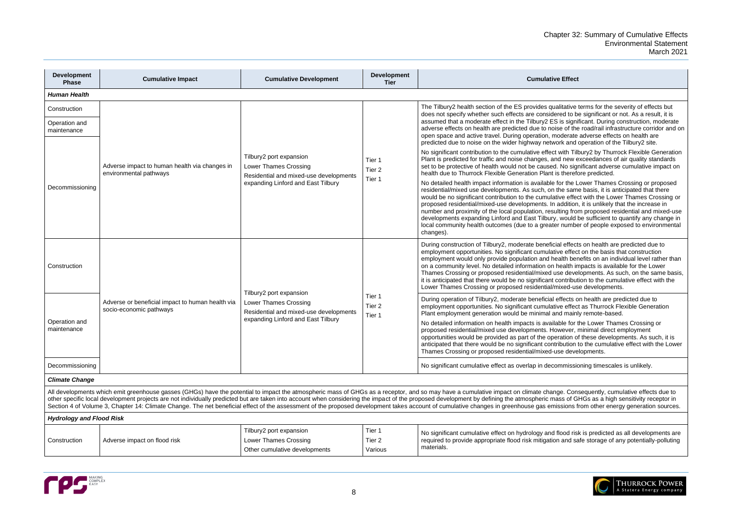| Development Phase | Cumulative Impact | Cumulative Development | Development Tier | Cumulative Effect |
|---|---|---|---|---|
| ***Human Health*** | | | | |
| Construction<br><br>Operation and maintenance<br><br>Decommissioning | Adverse impact to human health via changes in environmental pathways | Tilbury2 port expansion<br>Lower Thames Crossing<br>Residential and mixed-use developments expanding Linford and East Tilbury | Tier 1<br>Tier 2<br>Tier 1 | The Tilbury2 health section of the ES provides qualitative terms for the severity of effects but does not specify whether such effects are considered to be significant or not. As a result, it is assumed that a moderate effect in the Tilbury2 ES is significant. During construction, moderate adverse effects on health are predicted due to noise of the road/rail infrastructure corridor and on open space and active travel. During operation, moderate adverse effects on health are predicted due to noise on the wider highway network and operation of the Tilbury2 site.<br><br>No significant contribution to the cumulative effect with Tilbury2 by Thurrock Flexible Generation Plant is predicted for traffic and noise changes, and new exceedances of air quality standards set to be protective of health would not be caused. No significant adverse cumulative impact on health due to Thurrock Flexible Generation Plant is therefore predicted.<br><br>No detailed health impact information is available for the Lower Thames Crossing or proposed residential/mixed use developments. As such, on the same basis, it is anticipated that there would be no significant contribution to the cumulative effect with the Lower Thames Crossing or proposed residential/mixed-use developments. In addition, it is unlikely that the increase in number and proximity of the local population, resulting from proposed residential and mixed-use developments expanding Linford and East Tilbury, would be sufficient to quantify any change in local community health outcomes (due to a greater number of people exposed to environmental changes). |
| Construction | Adverse or beneficial impact to human health via socio-economic pathways | Tilbury2 port expansion<br>Lower Thames Crossing<br>Residential and mixed-use developments expanding Linford and East Tilbury | Tier 1<br>Tier 2<br>Tier 1 | During construction of Tilbury2, moderate beneficial effects on health are predicted due to employment opportunities. No significant cumulative effect on the basis that construction employment would only provide population and health benefits on an individual level rather than on a community level. No detailed information on health impacts is available for the Lower Thames Crossing or proposed residential/mixed use developments. As such, on the same basis, it is anticipated that there would be no significant contribution to the cumulative effect with the Lower Thames Crossing or proposed residential/mixed-use developments. |
| Operation and maintenance | | | | During operation of Tilbury2, moderate beneficial effects on health are predicted due to employment opportunities. No significant cumulative effect as Thurrock Flexible Generation Plant employment generation would be minimal and mainly remote-based.<br><br>No detailed information on health impacts is available for the Lower Thames Crossing or proposed residential/mixed use developments. However, minimal direct employment opportunities would be provided as part of the operation of these developments. As such, it is anticipated that there would be no significant contribution to the cumulative effect with the Lower Thames Crossing or proposed residential/mixed-use developments. |
| Decommissioning | | | | No significant cumulative effect as overlap in decommissioning timescales is unlikely. |
| ***Climate Change*** | | | | |
| All developments which emit greenhouse gasses (GHGs) have the potential to impact the atmospheric mass of GHGs as a receptor, and so may have a cumulative impact on climate change. Consequently, cumulative effects due to other specific local development projects are not individually predicted but are taken into account when considering the impact of the proposed development by defining the atmospheric mass of GHGs as a high sensitivity receptor in Section 4 of Volume 3, Chapter 14: Climate Change. The net beneficial effect of the assessment of the proposed development takes account of cumulative changes in greenhouse gas emissions from other energy generation sources. | | | | |
| ***Hydrology and Flood Risk*** | | | | |
| Construction | Adverse impact on flood risk | Tilbury2 port expansion<br>Lower Thames Crossing<br>Other cumulative developments | Tier 1<br>Tier 2<br>Various | No significant cumulative effect on hydrology and flood risk is predicted as all developments are required to provide appropriate flood risk mitigation and safe storage of any potentially-polluting materials. |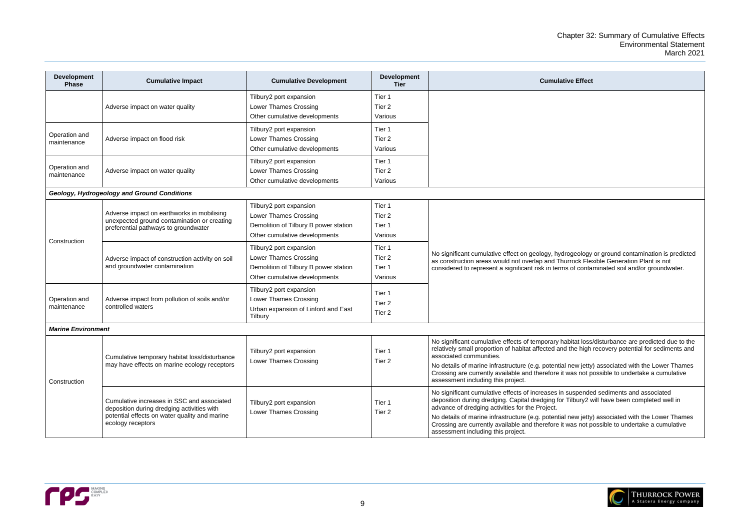| Development Phase | Cumulative Impact | Cumulative Development | Development Tier | Cumulative Effect |
|---|---|---|---|---|
| | Adverse impact on water quality | Tilbury2 port expansion<br>Lower Thames Crossing<br>Other cumulative developments | Tier 1<br>Tier 2<br>Various | |
| Operation and maintenance | Adverse impact on flood risk | Tilbury2 port expansion<br>Lower Thames Crossing<br>Other cumulative developments | Tier 1<br>Tier 2<br>Various | |
| Operation and maintenance | Adverse impact on water quality | Tilbury2 port expansion<br>Lower Thames Crossing<br>Other cumulative developments | Tier 1<br>Tier 2<br>Various | |
| ***Geology, Hydrogeology and Ground Conditions*** | | | | |
| Construction | Adverse impact on earthworks in mobilising unexpected ground contamination or creating preferential pathways to groundwater | Tilbury2 port expansion<br>Lower Thames Crossing<br>Demolition of Tilbury B power station<br>Other cumulative developments | Tier 1<br>Tier 2<br>Tier 1<br>Various | No significant cumulative effect on geology, hydrogeology or ground contamination is predicted as construction areas would not overlap and Thurrock Flexible Generation Plant is not considered to represent a significant risk in terms of contaminated soil and/or groundwater. |
| | Adverse impact of construction activity on soil and groundwater contamination | Tilbury2 port expansion<br>Lower Thames Crossing<br>Demolition of Tilbury B power station<br>Other cumulative developments | Tier 1<br>Tier 2<br>Tier 1<br>Various | |
| Operation and maintenance | Adverse impact from pollution of soils and/or controlled waters | Tilbury2 port expansion<br>Lower Thames Crossing<br>Urban expansion of Linford and East Tilbury | Tier 1<br>Tier 2<br>Tier 2 | |
| ***Marine Environment*** | | | | |
| Construction | Cumulative temporary habitat loss/disturbance may have effects on marine ecology receptors | Tilbury2 port expansion<br>Lower Thames Crossing | Tier 1<br>Tier 2 | No significant cumulative effects of temporary habitat loss/disturbance are predicted due to the relatively small proportion of habitat affected and the high recovery potential for sediments and associated communities.<br><br>No details of marine infrastructure (e.g. potential new jetty) associated with the Lower Thames Crossing are currently available and therefore it was not possible to undertake a cumulative assessment including this project. |
| | Cumulative increases in SSC and associated deposition during dredging activities with potential effects on water quality and marine ecology receptors | Tilbury2 port expansion<br>Lower Thames Crossing | Tier 1<br>Tier 2 | No significant cumulative effects of increases in suspended sediments and associated deposition during dredging. Capital dredging for Tilbury2 will have been completed well in advance of dredging activities for the Project.<br><br>No details of marine infrastructure (e.g. potential new jetty) associated with the Lower Thames Crossing are currently available and therefore it was not possible to undertake a cumulative assessment including this project. |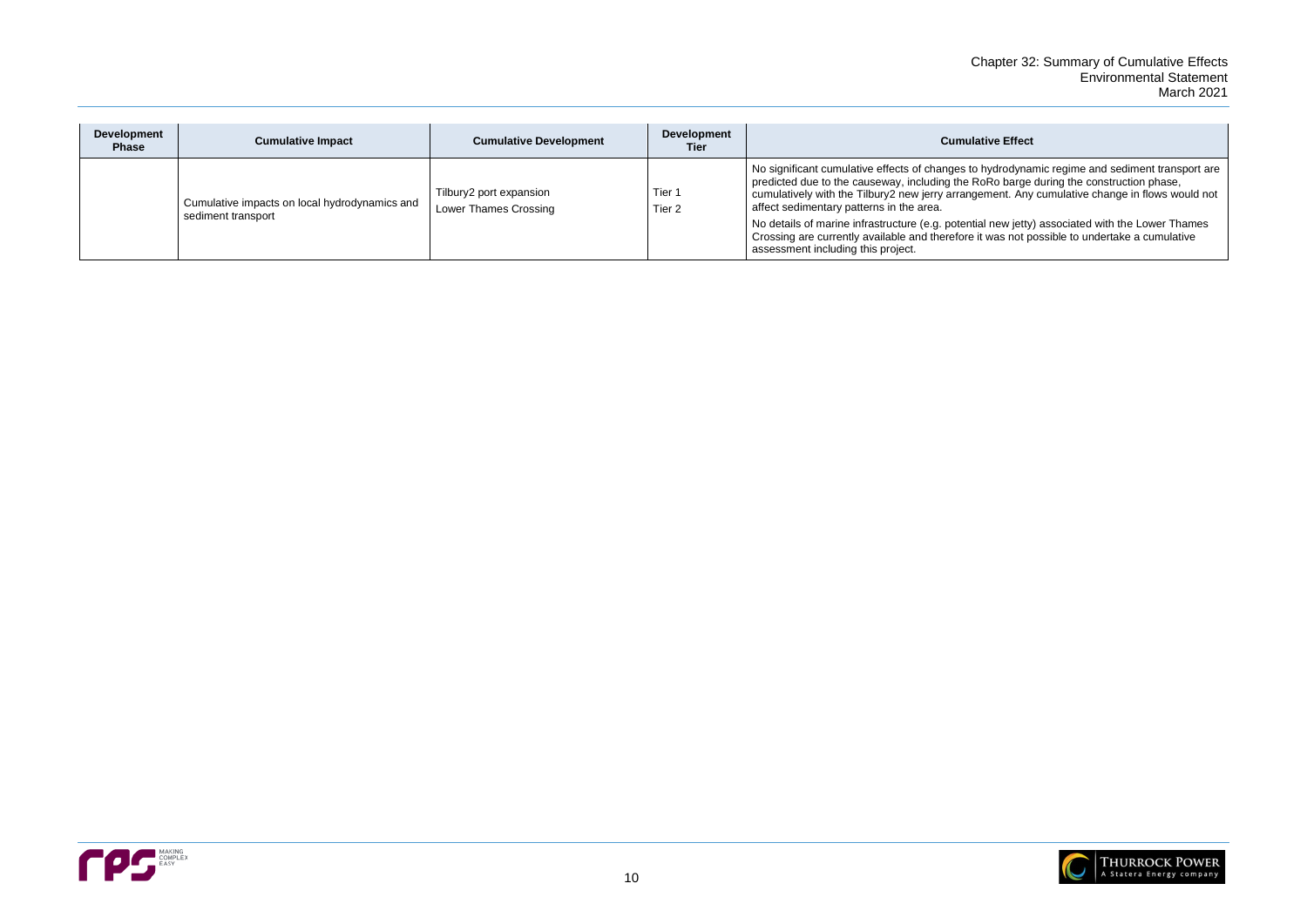| Development Phase | Cumulative Impact | Cumulative Development | Development Tier | Cumulative Effect |
|---|---|---|---|---|
| | Cumulative impacts on local hydrodynamics and sediment transport | Tilbury2 port expansion<br>Lower Thames Crossing | Tier 1<br>Tier 2 | No significant cumulative effects of changes to hydrodynamic regime and sediment transport are predicted due to the causeway, including the RoRo barge during the construction phase, cumulatively with the Tilbury2 new jerry arrangement. Any cumulative change in flows would not affect sedimentary patterns in the area.<br>No details of marine infrastructure (e.g. potential new jetty) associated with the Lower Thames Crossing are currently available and therefore it was not possible to undertake a cumulative assessment including this project. |